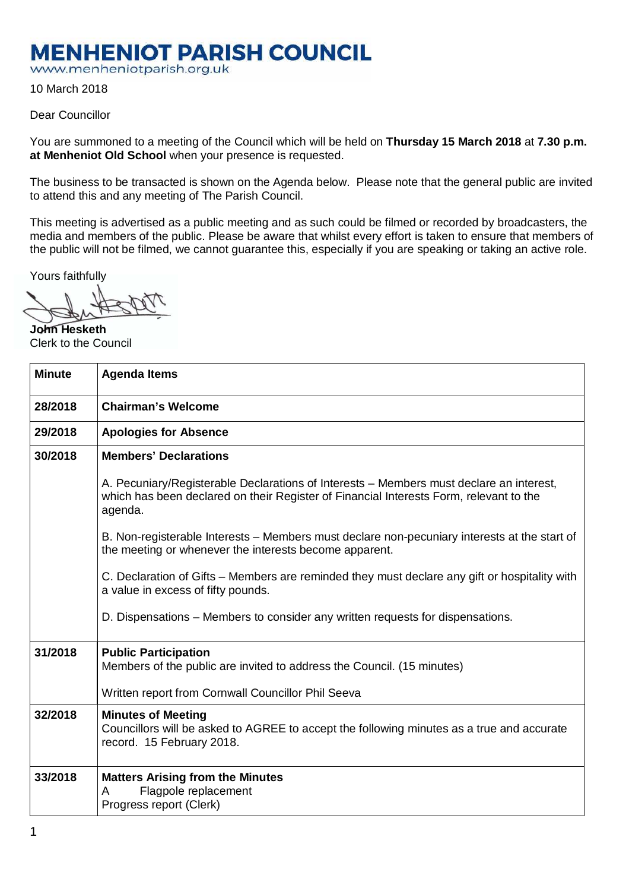# MENHENIOT PARISH COUNCIL

www.menheniotparish.org.uk

10 March 2018

Dear Councillor

You are summoned to a meeting of the Council which will be held on **Thursday 15 March 2018** at **7.30 p.m. at Menheniot Old School** when your presence is requested.

The business to be transacted is shown on the Agenda below. Please note that the general public are invited to attend this and any meeting of The Parish Council.

This meeting is advertised as a public meeting and as such could be filmed or recorded by broadcasters, the media and members of the public. Please be aware that whilst every effort is taken to ensure that members of the public will not be filmed, we cannot guarantee this, especially if you are speaking or taking an active role.

Yours faithfully

**John Hesketh**
Clerk to the Council

| Minute | Agenda Items |
|---|---|
| **28/2018** | **Chairman's Welcome** |
| **29/2018** | **Apologies for Absence** |
| **30/2018** | **Members' Declarations**<br><br>A. Pecuniary/Registerable Declarations of Interests – Members must declare an interest, which has been declared on their Register of Financial Interests Form, relevant to the agenda.<br><br>B. Non-registerable Interests – Members must declare non-pecuniary interests at the start of the meeting or whenever the interests become apparent.<br><br>C. Declaration of Gifts – Members are reminded they must declare any gift or hospitality with a value in excess of fifty pounds.<br><br>D. Dispensations – Members to consider any written requests for dispensations. |
| **31/2018** | **Public Participation**<br>Members of the public are invited to address the Council. (15 minutes)<br><br>Written report from Cornwall Councillor Phil Seeva |
| **32/2018** | **Minutes of Meeting**<br>Councillors will be asked to AGREE to accept the following minutes as a true and accurate record. 15 February 2018. |
| **33/2018** | **Matters Arising from the Minutes**<br>A Flagpole replacement<br>Progress report (Clerk) |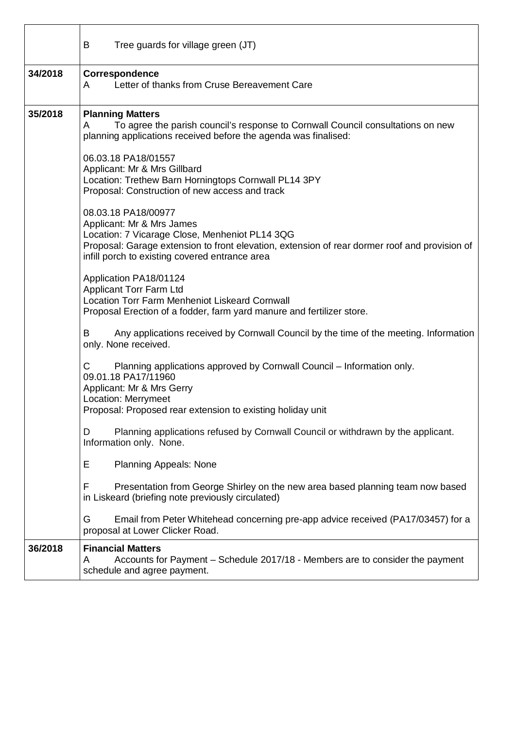| | |
|---|---|
| | B Tree guards for village green (JT) |
| **34/2018** | **Correspondence**<br>A Letter of thanks from Cruse Bereavement Care |
| **35/2018** | **Planning Matters**<br>A To agree the parish council's response to Cornwall Council consultations on new planning applications received before the agenda was finalised:<br><br>06.03.18 PA18/01557<br>Applicant: Mr & Mrs Gillbard<br>Location: Trethew Barn Horningtops Cornwall PL14 3PY<br>Proposal: Construction of new access and track<br><br>08.03.18 PA18/00977<br>Applicant: Mr & Mrs James<br>Location: 7 Vicarage Close, Menheniot PL14 3QG<br>Proposal: Garage extension to front elevation, extension of rear dormer roof and provision of infill porch to existing covered entrance area<br><br>Application PA18/01124<br>Applicant Torr Farm Ltd<br>Location Torr Farm Menheniot Liskeard Cornwall<br>Proposal Erection of a fodder, farm yard manure and fertilizer store.<br><br>B Any applications received by Cornwall Council by the time of the meeting. Information only. None received.<br><br>C Planning applications approved by Cornwall Council – Information only.<br>09.01.18 PA17/11960<br>Applicant: Mr & Mrs Gerry<br>Location: Merrymeet<br>Proposal: Proposed rear extension to existing holiday unit<br><br>D Planning applications refused by Cornwall Council or withdrawn by the applicant. Information only. None.<br><br>E Planning Appeals: None<br><br>F Presentation from George Shirley on the new area based planning team now based in Liskeard (briefing note previously circulated)<br><br>G Email from Peter Whitehead concerning pre-app advice received (PA17/03457) for a proposal at Lower Clicker Road. |
| **36/2018** | **Financial Matters**<br>A Accounts for Payment – Schedule 2017/18 - Members are to consider the payment schedule and agree payment. |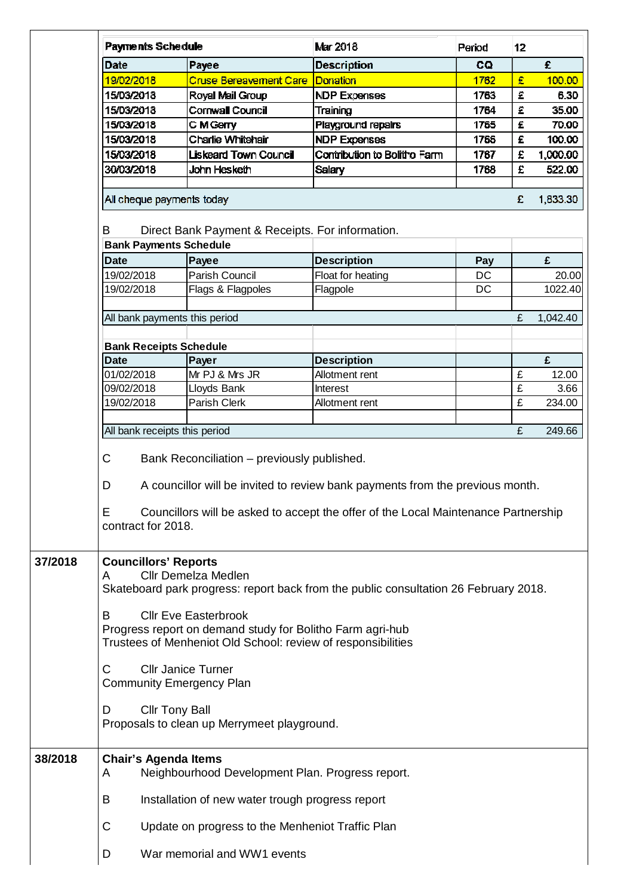| Payments Schedule | | Mar 2018 | Period | 12 |
|---|---|---|---|---|
| **Date** | **Payee** | **Description** | **CQ** | **£** |
| 19/02/2018 | Cruse Bereavement Care | Donation | 1762 | £ 100.00 |
| 15/03/2018 | Royal Mail Group | NDP Expenses | 1763 | £ 6.30 |
| 15/03/2018 | Cornwall Council | Training | 1764 | £ 35.00 |
| 15/03/2018 | C M Gerry | Playground repairs | 1765 | £ 70.00 |
| 15/03/2018 | Charlie Whitehair | NDP Expenses | 1766 | £ 100.00 |
| 15/03/2018 | Liskeard Town Council | Contribution to Bolitho Farm | 1767 | £ 1,000.00 |
| 30/03/2018 | John Hesketh | Salary | 1768 | £ 522.00 |
| | | | | |
| All cheque payments today | | | | £ 1,833.30 |

B Direct Bank Payment & Receipts. For information.

| Bank Payments Schedule | | | | |
|---|---|---|---|---|
| **Date** | **Payee** | **Description** | **Pay** | **£** |
| 19/02/2018 | Parish Council | Float for heating | DC | 20.00 |
| 19/02/2018 | Flags & Flagpoles | Flagpole | DC | 1022.40 |
| | | | | |
| All bank payments this period | | | | £ 1,042.40 |

| Bank Receipts Schedule | | | | |
|---|---|---|---|---|
| **Date** | **Payer** | **Description** | | **£** |
| 01/02/2018 | Mr PJ & Mrs JR | Allotment rent | | £ 12.00 |
| 09/02/2018 | Lloyds Bank | Interest | | £ 3.66 |
| 19/02/2018 | Parish Clerk | Allotment rent | | £ 234.00 |
| | | | | |
| All bank receipts this period | | | | £ 249.66 |

C Bank Reconciliation – previously published.

D A councillor will be invited to review bank payments from the previous month.

E Councillors will be asked to accept the offer of the Local Maintenance Partnership contract for 2018.

**37/2018** **Councillors' Reports**

A Cllr Demelza Medlen
Skateboard park progress: report back from the public consultation 26 February 2018.

B Cllr Eve Easterbrook
Progress report on demand study for Bolitho Farm agri-hub
Trustees of Menheniot Old School: review of responsibilities

C Cllr Janice Turner
Community Emergency Plan

D Cllr Tony Ball
Proposals to clean up Merrymeet playground.

**38/2018** **Chair's Agenda Items**

A Neighbourhood Development Plan. Progress report.

B Installation of new water trough progress report

C Update on progress to the Menheniot Traffic Plan

D War memorial and WW1 events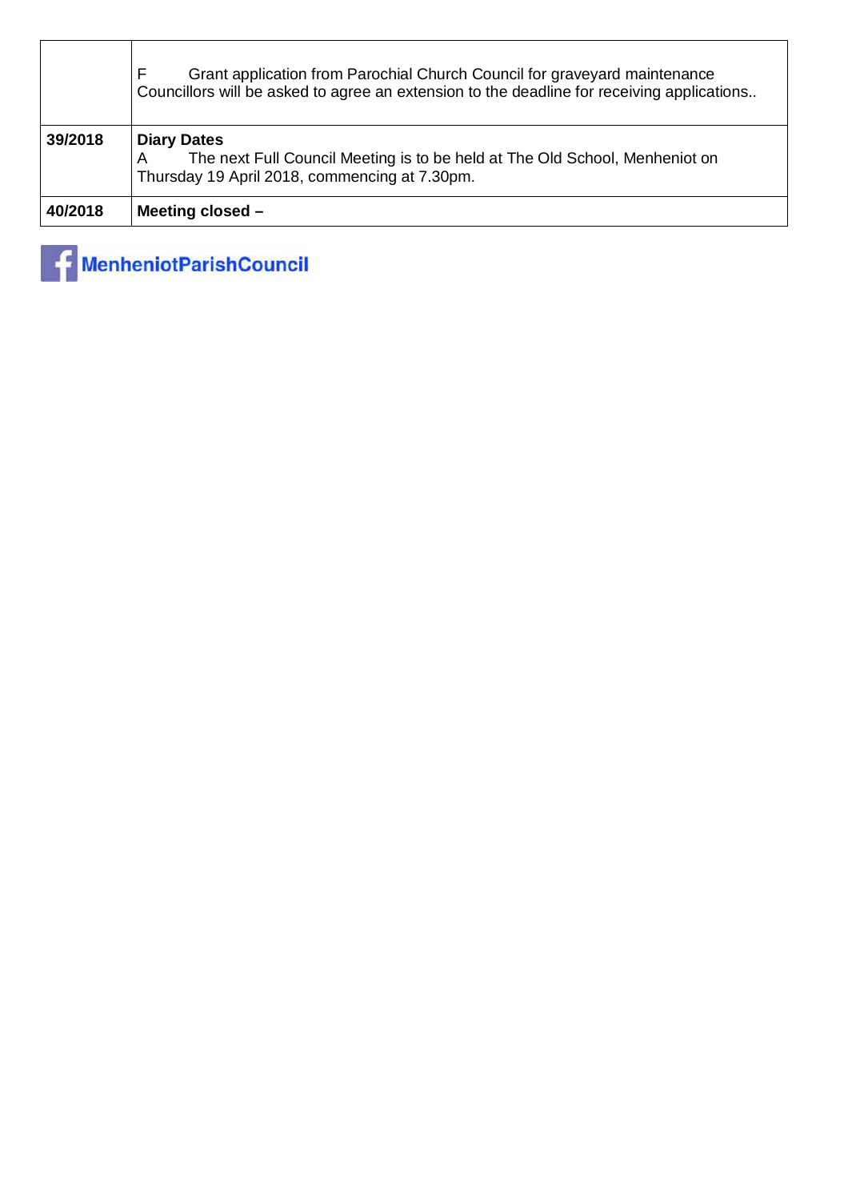| | |
|---|---|
| | F Grant application from Parochial Church Council for graveyard maintenance<br>Councillors will be asked to agree an extension to the deadline for receiving applications.. |
| **39/2018** | **Diary Dates**<br>A The next Full Council Meeting is to be held at The Old School, Menheniot on Thursday 19 April 2018, commencing at 7.30pm. |
| **40/2018** | **Meeting closed –** |

MenheniotParishCouncil